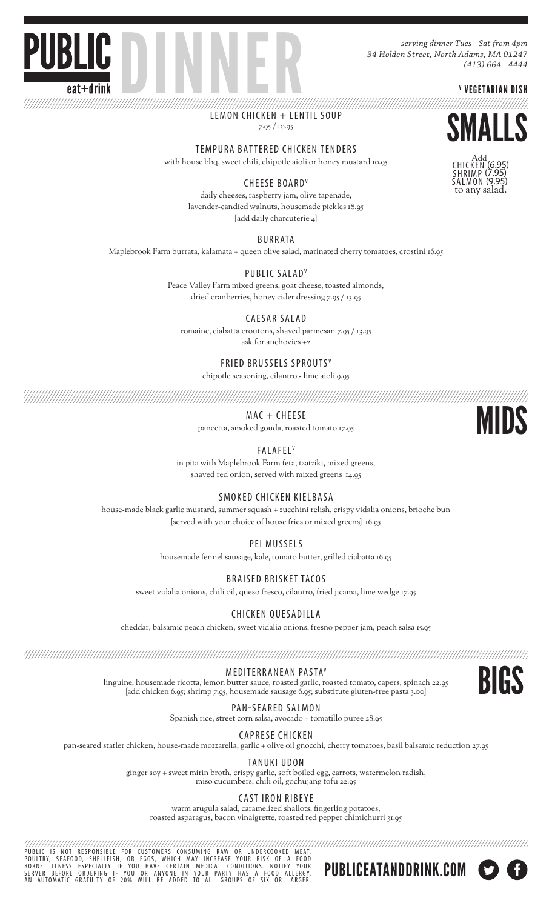# PUBLIC eat+drink DINNER

*serving dinner Tues - Sat from 4pm*
*34 Holden Street, North Adams, MA 01247*
*(413) 664 - 4444*

V VEGETARIAN DISH

## SMALLS

Add
CHICKEN (6.95)
SHRIMP (7.95)
SALMON (9.95)
to any salad.

### LEMON CHICKEN + LENTIL SOUP
7.95 / 10.95

### TEMPURA BATTERED CHICKEN TENDERS
with house bbq, sweet chili, chipotle aioli or honey mustard 10.95

### CHEESE BOARD[V]
daily cheeses, raspberry jam, olive tapenade, lavender-candied walnuts, housemade pickles 18.95
[add daily charcuterie 4]

### BURRATA
Maplebrook Farm burrata, kalamata + queen olive salad, marinated cherry tomatoes, crostini 16.95

### PUBLIC SALAD[V]
Peace Valley Farm mixed greens, goat cheese, toasted almonds, dried cranberries, honey cider dressing 7.95 / 13.95

### CAESAR SALAD
romaine, ciabatta croutons, shaved parmesan 7.95 / 13.95
ask for anchovies +2

### FRIED BRUSSELS SPROUTS[V]
chipotle seasoning, cilantro - lime aioli 9.95

## MIDS

### MAC + CHEESE
pancetta, smoked gouda, roasted tomato 17.95

### FALAFEL[V]
in pita with Maplebrook Farm feta, tzatziki, mixed greens, shaved red onion, served with mixed greens 14.95

### SMOKED CHICKEN KIELBASA
house-made black garlic mustard, summer squash + zucchini relish, crispy vidalia onions, brioche bun
[served with your choice of house fries or mixed greens] 16.95

### PEI MUSSELS
housemade fennel sausage, kale, tomato butter, grilled ciabatta 16.95

### BRAISED BRISKET TACOS
sweet vidalia onions, chili oil, queso fresco, cilantro, fried jicama, lime wedge 17.95

### CHICKEN QUESADILLA
cheddar, balsamic peach chicken, sweet vidalia onions, fresno pepper jam, peach salsa 15.95

## BIGS

### MEDITERRANEAN PASTA[V]
linguine, housemade ricotta, lemon butter sauce, roasted garlic, roasted tomato, capers, spinach 22.95
[add chicken 6.95; shrimp 7.95, housemade sausage 6.95; substitute gluten-free pasta 3.00]

### PAN-SEARED SALMON
Spanish rice, street corn salsa, avocado + tomatillo puree 28.95

### CAPRESE CHICKEN
pan-seared statler chicken, house-made mozzarella, garlic + olive oil gnocchi, cherry tomatoes, basil balsamic reduction 27.95

### TANUKI UDON
ginger soy + sweet mirin broth, crispy garlic, soft boiled egg, carrots, watermelon radish, miso cucumbers, chili oil, gochujang tofu 22.95

### CAST IRON RIBEYE
warm arugula salad, caramelized shallots, fingerling potatoes, roasted asparagus, bacon vinaigrette, roasted red pepper chimichurri 31.95

PUBLIC IS NOT RESPONSIBLE FOR CUSTOMERS CONSUMING RAW OR UNDERCOOKED MEAT, POULTRY, SEAFOOD, SHELLFISH, OR EGGS, WHICH MAY INCREASE YOUR RISK OF A FOOD BORNE ILLNESS ESPECIALLY IF YOU HAVE CERTAIN MEDICAL CONDITIONS. NOTIFY YOUR SERVER BEFORE ORDERING IF YOU OR ANYONE IN YOUR PARTY HAS A FOOD ALLERGY. AN AUTOMATIC GRATUITY OF 20% WILL BE ADDED TO ALL GROUPS OF SIX OR LARGER.

PUBLICEATANDDRINK.COM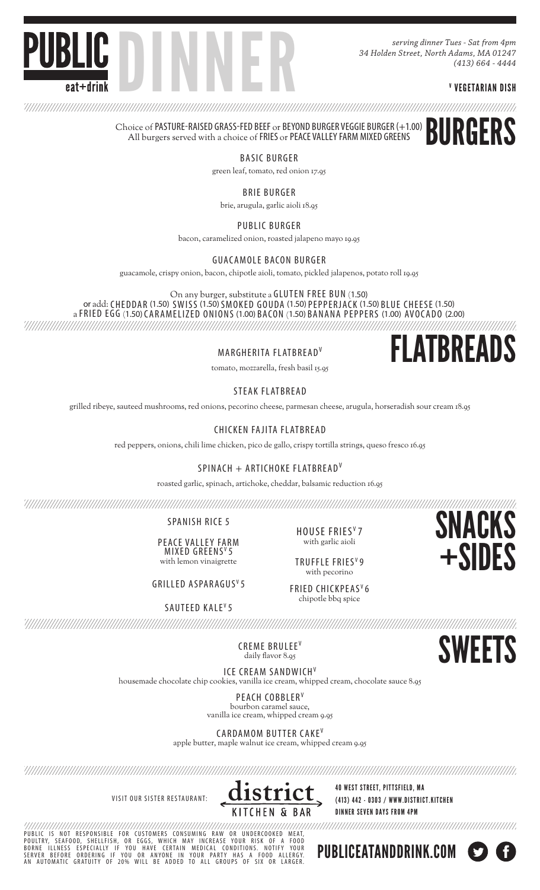# PUBLIC eat+drink DINNER

*serving dinner Tues - Sat from 4pm*
*34 Holden Street, North Adams, MA 01247*
*(413) 664 - 4444*

V VEGETARIAN DISH

## BURGERS

Choice of PASTURE-RAISED GRASS-FED BEEF or BEYOND BURGER VEGGIE BURGER (+1.00)
All burgers served with a choice of FRIES or PEACE VALLEY FARM MIXED GREENS

### BASIC BURGER
green leaf, tomato, red onion 17.95

### BRIE BURGER
brie, arugula, garlic aioli 18.95

### PUBLIC BURGER
bacon, caramelized onion, roasted jalapeno mayo 19.95

### GUACAMOLE BACON BURGER
guacamole, crispy onion, bacon, chipotle aioli, tomato, pickled jalapenos, potato roll 19.95

On any burger, substitute a GLUTEN FREE BUN (1.50)
or add: CHEDDAR (1.50) SWISS (1.50) SMOKED GOUDA (1.50) PEPPERJACK (1.50) BLUE CHEESE (1.50)
a FRIED EGG (1.50) CARAMELIZED ONIONS (1.00) BACON (1.50) BANANA PEPPERS (1.00) AVOCADO (2.00)

## FLATBREADS

### MARGHERITA FLATBREAD V
tomato, mozzarella, fresh basil 15.95

### STEAK FLATBREAD
grilled ribeye, sauteed mushrooms, red onions, pecorino cheese, parmesan cheese, arugula, horseradish sour cream 18.95

### CHICKEN FAJITA FLATBREAD
red peppers, onions, chili lime chicken, pico de gallo, crispy tortilla strings, queso fresco 16.95

### SPINACH + ARTICHOKE FLATBREAD V
roasted garlic, spinach, artichoke, cheddar, balsamic reduction 16.95

## SNACKS +SIDES

SPANISH RICE 5

PEACE VALLEY FARM MIXED GREENS V 5
with lemon vinaigrette

GRILLED ASPARAGUS V 5

SAUTEED KALE V 5

HOUSE FRIES V 7
with garlic aioli

TRUFFLE FRIES V 9
with pecorino

FRIED CHICKPEAS V 6
chipotle bbq spice

## SWEETS

### CREME BRULEE V
daily flavor 8.95

### ICE CREAM SANDWICH V
housemade chocolate chip cookies, vanilla ice cream, whipped cream, chocolate sauce 8.95

### PEACH COBBLER V
bourbon caramel sauce,
vanilla ice cream, whipped cream 9.95

### CARDAMOM BUTTER CAKE V
apple butter, maple walnut ice cream, whipped cream 9.95

VISIT OUR SISTER RESTAURANT: district KITCHEN & BAR

40 WEST STREET, PITTSFIELD, MA
(413) 442 - 0303 / WWW.DISTRICT.KITCHEN
DINNER SEVEN DAYS FROM 4PM

PUBLIC IS NOT RESPONSIBLE FOR CUSTOMERS CONSUMING RAW OR UNDERCOOKED MEAT, POULTRY, SEAFOOD, SHELLFISH, OR EGGS, WHICH MAY INCREASE YOUR RISK OF A FOOD BORNE ILLNESS ESPECIALLY IF YOU HAVE CERTAIN MEDICAL CONDITIONS. NOTIFY YOUR SERVER BEFORE ORDERING IF YOU OR ANYONE IN YOUR PARTY HAS A FOOD ALLERGY. AN AUTOMATIC GRATUITY OF 20% WILL BE ADDED TO ALL GROUPS OF SIX OR LARGER.

PUBLICEATANDDRINK.COM